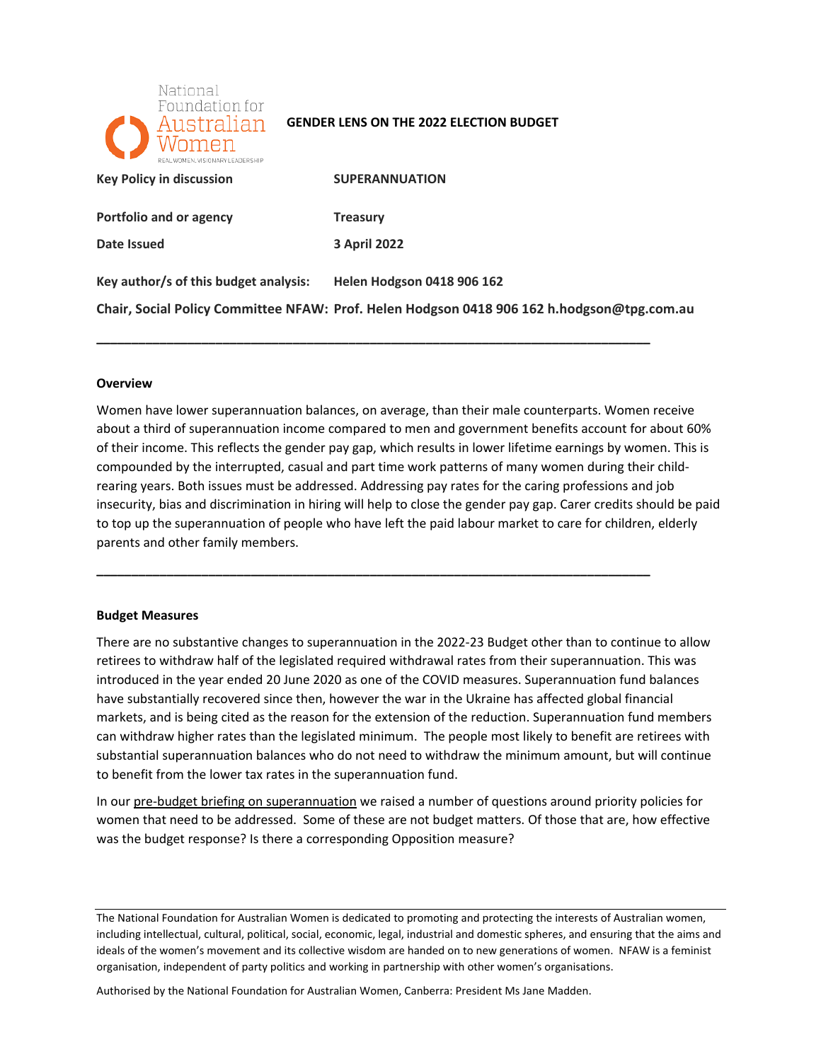National Foundation for Australian Women
REAL WOMEN. VISIONARY LEADERSHIP

**GENDER LENS ON THE 2022 ELECTION BUDGET**

**Key Policy in discussion** **SUPERANNUATION**

**Portfolio and or agency** **Treasury**

**Date Issued** **3 April 2022**

**Key author/s of this budget analysis:** **Helen Hodgson 0418 906 162**

**Chair, Social Policy Committee NFAW: Prof. Helen Hodgson 0418 906 162 h.hodgson@tpg.com.au**

---

**Overview**

Women have lower superannuation balances, on average, than their male counterparts. Women receive about a third of superannuation income compared to men and government benefits account for about 60% of their income. This reflects the gender pay gap, which results in lower lifetime earnings by women. This is compounded by the interrupted, casual and part time work patterns of many women during their child-rearing years. Both issues must be addressed. Addressing pay rates for the caring professions and job insecurity, bias and discrimination in hiring will help to close the gender pay gap. Carer credits should be paid to top up the superannuation of people who have left the paid labour market to care for children, elderly parents and other family members.

---

**Budget Measures**

There are no substantive changes to superannuation in the 2022-23 Budget other than to continue to allow retirees to withdraw half of the legislated required withdrawal rates from their superannuation. This was introduced in the year ended 20 June 2020 as one of the COVID measures. Superannuation fund balances have substantially recovered since then, however the war in the Ukraine has affected global financial markets, and is being cited as the reason for the extension of the reduction. Superannuation fund members can withdraw higher rates than the legislated minimum. The people most likely to benefit are retirees with substantial superannuation balances who do not need to withdraw the minimum amount, but will continue to benefit from the lower tax rates in the superannuation fund.

In our pre-budget briefing on superannuation we raised a number of questions around priority policies for women that need to be addressed. Some of these are not budget matters. Of those that are, how effective was the budget response? Is there a corresponding Opposition measure?

---

The National Foundation for Australian Women is dedicated to promoting and protecting the interests of Australian women, including intellectual, cultural, political, social, economic, legal, industrial and domestic spheres, and ensuring that the aims and ideals of the women's movement and its collective wisdom are handed on to new generations of women. NFAW is a feminist organisation, independent of party politics and working in partnership with other women's organisations.

Authorised by the National Foundation for Australian Women, Canberra: President Ms Jane Madden.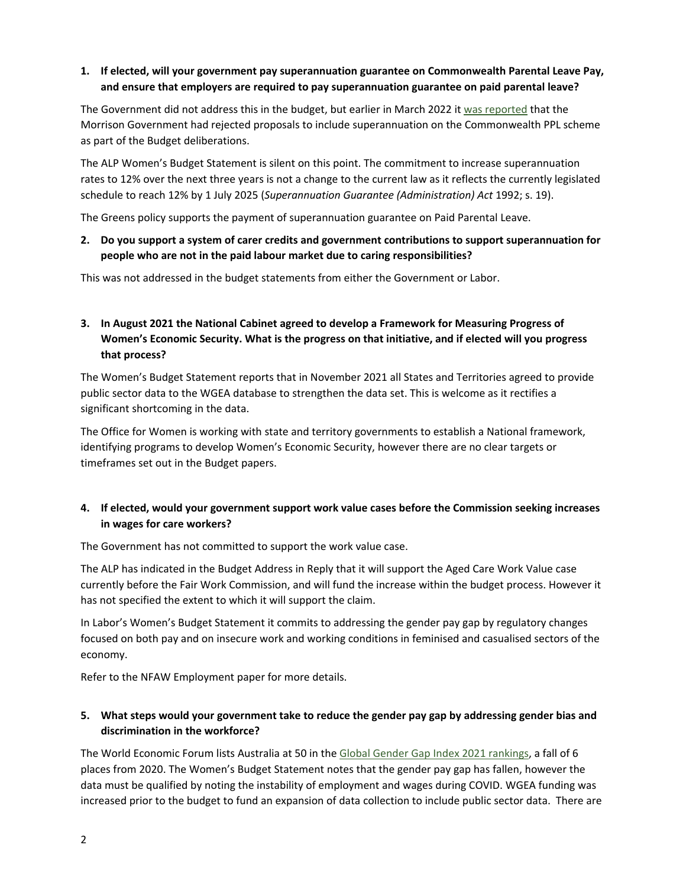**1. If elected, will your government pay superannuation guarantee on Commonwealth Parental Leave Pay, and ensure that employers are required to pay superannuation guarantee on paid parental leave?**

The Government did not address this in the budget, but earlier in March 2022 it was reported that the Morrison Government had rejected proposals to include superannuation on the Commonwealth PPL scheme as part of the Budget deliberations.

The ALP Women's Budget Statement is silent on this point. The commitment to increase superannuation rates to 12% over the next three years is not a change to the current law as it reflects the currently legislated schedule to reach 12% by 1 July 2025 (*Superannuation Guarantee (Administration) Act* 1992; s. 19).

The Greens policy supports the payment of superannuation guarantee on Paid Parental Leave.

**2. Do you support a system of carer credits and government contributions to support superannuation for people who are not in the paid labour market due to caring responsibilities?**

This was not addressed in the budget statements from either the Government or Labor.

**3. In August 2021 the National Cabinet agreed to develop a Framework for Measuring Progress of Women's Economic Security. What is the progress on that initiative, and if elected will you progress that process?**

The Women's Budget Statement reports that in November 2021 all States and Territories agreed to provide public sector data to the WGEA database to strengthen the data set. This is welcome as it rectifies a significant shortcoming in the data.

The Office for Women is working with state and territory governments to establish a National framework, identifying programs to develop Women's Economic Security, however there are no clear targets or timeframes set out in the Budget papers.

**4. If elected, would your government support work value cases before the Commission seeking increases in wages for care workers?**

The Government has not committed to support the work value case.

The ALP has indicated in the Budget Address in Reply that it will support the Aged Care Work Value case currently before the Fair Work Commission, and will fund the increase within the budget process. However it has not specified the extent to which it will support the claim.

In Labor's Women's Budget Statement it commits to addressing the gender pay gap by regulatory changes focused on both pay and on insecure work and working conditions in feminised and casualised sectors of the economy.

Refer to the NFAW Employment paper for more details.

**5. What steps would your government take to reduce the gender pay gap by addressing gender bias and discrimination in the workforce?**

The World Economic Forum lists Australia at 50 in the Global Gender Gap Index 2021 rankings, a fall of 6 places from 2020. The Women's Budget Statement notes that the gender pay gap has fallen, however the data must be qualified by noting the instability of employment and wages during COVID. WGEA funding was increased prior to the budget to fund an expansion of data collection to include public sector data. There are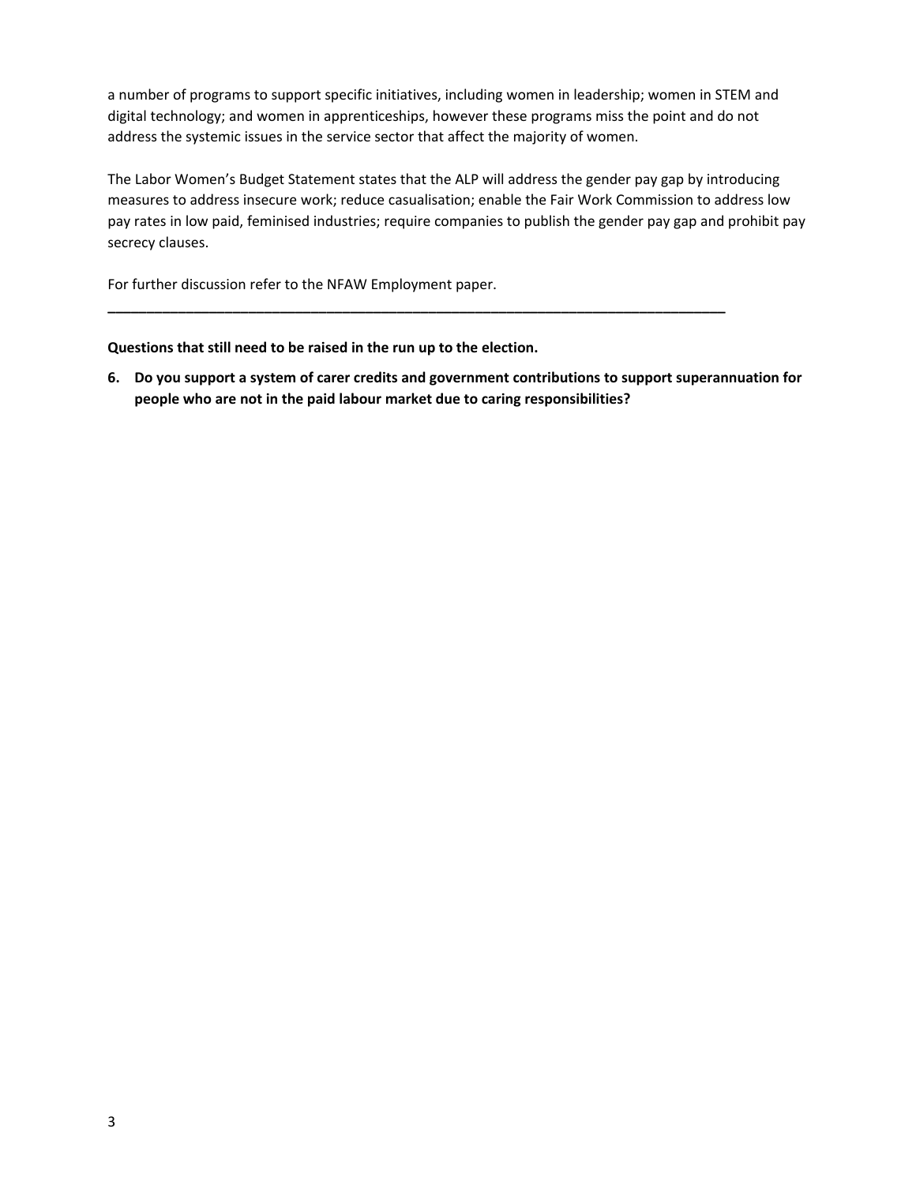a number of programs to support specific initiatives, including women in leadership; women in STEM and digital technology; and women in apprenticeships, however these programs miss the point and do not address the systemic issues in the service sector that affect the majority of women.

The Labor Women's Budget Statement states that the ALP will address the gender pay gap by introducing measures to address insecure work; reduce casualisation; enable the Fair Work Commission to address low pay rates in low paid, feminised industries; require companies to publish the gender pay gap and prohibit pay secrecy clauses.

For further discussion refer to the NFAW Employment paper.

---

**Questions that still need to be raised in the run up to the election.**

6. **Do you support a system of carer credits and government contributions to support superannuation for people who are not in the paid labour market due to caring responsibilities?**